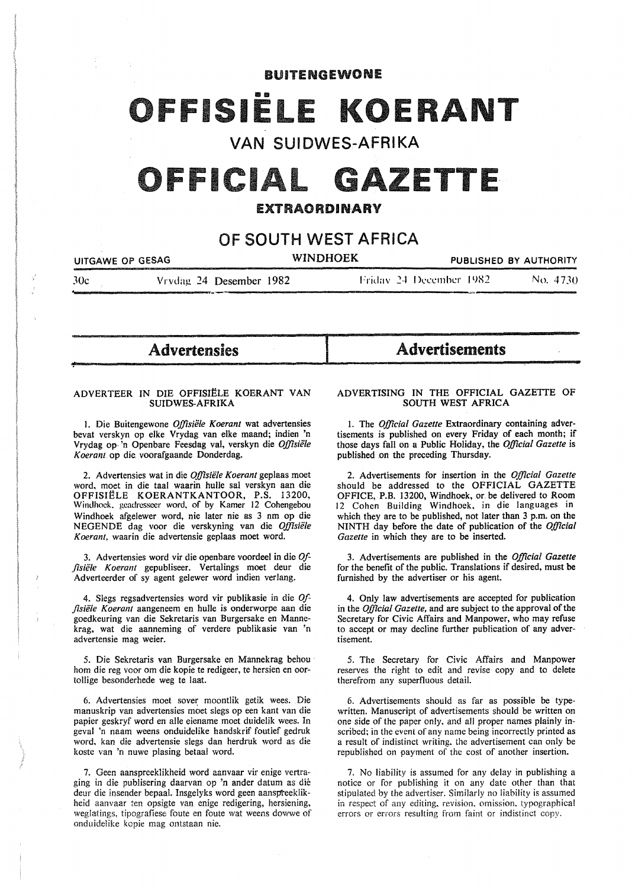# BUITENGEWONE

# OFFISIËLE KOERANT

## VAN SUIDWES-AFRIKA

# OFFICIAL GAZETTE

## EXTRAORDINARY

## OF SOUTH WEST AFRICA

UITGAWE OP GESAG — WINDHOEK — PUBLISHED BY AUTHORITY

30c — Vrydag 24 Desember 1982 — Friday 24 December 1982 — No. 4730

## Advertensies

### ADVERTEER IN DIE OFFISIËLE KOERANT VAN SUIDWES-AFRIKA

1. Die Buitengewone *Offisiële Koerant* wat advertensies bevat verskyn op elke Vrydag van elke maand; indien 'n Vrydag op 'n Openbare Feesdag val, verskyn die *Offisiële Koerant* op die voorafgaande Donderdag.

2. Advertensies wat in die *Offisiële Koerant* geplaas moet word, moet in die taal waarin hulle sal verskyn aan die OFFISIËLE KOERANTKANTOOR, P.S. 13200, Windhoek, geadresseer word, of by Kamer 12 Cohengebou Windhoek afgelewer word, nie later nie as 3 nm op die NEGENDE dag voor die verskyning van die *Offisiële Koerant*, waarin die advertensie geplaas moet word.

3. Advertensies word vir die openbare voordeel in die *Offisiële Koerant* gepubliseer. Vertalings moet deur die Adverteerder of sy agent gelewer word indien verlang.

4. Slegs regsadvertensies word vir publikasie in die *Offisiële Koerant* aangeneem en hulle is onderworpe aan die goedkeuring van die Sekretaris van Burgersake en Mannekrag, wat die aanneming of verdere publikasie van 'n advertensie mag weier.

5. Die Sekretaris van Burgersake en Mannekrag behou hom die reg voor om die kopie te redigeer, te hersien en oortollige besonderhede weg te laat.

6. Advertensies moet sover moontlik getik wees. Die manuskrip van advertensies moet slegs op een kant van die papier geskryf word en alle eiename moet duidelik wees. In geval 'n naam weens onduidelike handskrif foutief gedruk word, kan die advertensie slegs dan herdruk word as die koste van 'n nuwe plasing betaal word.

7. Geen aanspreeklikheid word aanvaar vir enige vertraging in die publisering daarvan op 'n ander datum as dié deur die insender bepaal. Insgelyks word geen aanspreeklikheid aanvaar ten opsigte van enige redigering, hersiening, weglatings, tipografiese foute en foute wat weens dowwe of onduidelike kopie mag ontstaan nie.

## Advertisements

### ADVERTISING IN THE OFFICIAL GAZETTE OF SOUTH WEST AFRICA

1. The *Official Gazette* Extraordinary containing advertisements is published on every Friday of each month; if those days fall on a Public Holiday, the *Official Gazette* is published on the preceding Thursday.

2. Advertisements for insertion in the *Official Gazette* should be addressed to the OFFICIAL GAZETTE OFFICE, P.B. 13200, Windhoek, or be delivered to Room 12 Cohen Building Windhoek, in die languages in which they are to be published, not later than 3 p.m. on the NINTH day before the date of publication of the *Official Gazette* in which they are to be inserted.

3. Advertisements are published in the *Official Gazette* for the benefit of the public. Translations if desired, must be furnished by the advertiser or his agent.

4. Only law advertisements are accepted for publication in the *Official Gazette*, and are subject to the approval of the Secretary for Civic Affairs and Manpower, who may refuse to accept or may decline further publication of any advertisement.

5. The Secretary for Civic Affairs and Manpower reserves the right to edit and revise copy and to delete therefrom any superfluous detail.

6. Advertisements should as far as possible be typewritten. Manuscript of advertisements should be written on one side of the paper only, and all proper names plainly inscribed; in the event of any name being incorrectly printed as a result of indistinct writing, the advertisement can only be republished on payment of the cost of another insertion.

7. No liability is assumed for any delay in publishing a notice or for publishing it on any date other than that stipulated by the advertiser. Similarly no liability is assumed in respect of any editing, revision, omission, typographical errors or errors resulting from faint or indistinct copy.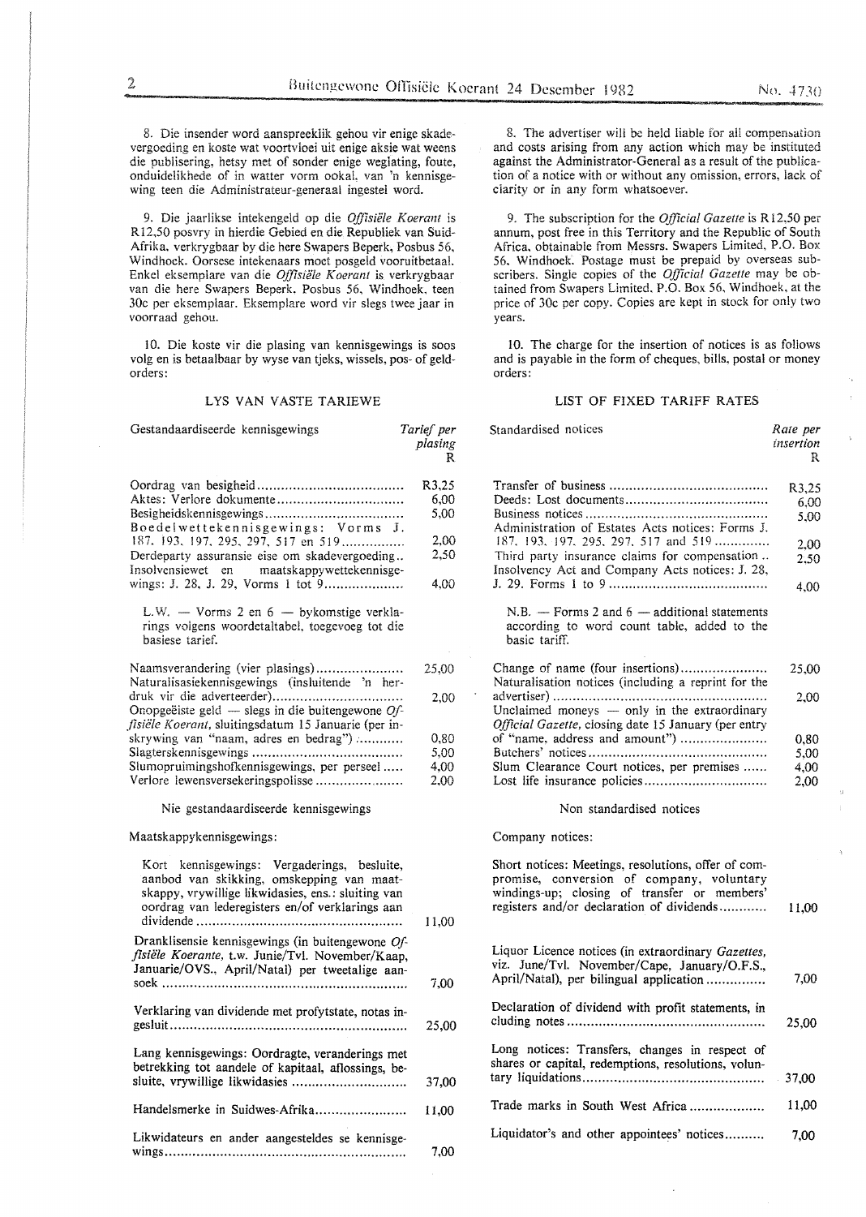8. Die insender word aanspreeklik gehou vir enige skadevergoeding en koste wat voortvloei uit enige aksie wat weens die publisering, hetsy met of sonder enige weglating, foute, onduidelikhede of in watter vorm ookal, van 'n kennisgewing teen die Administrateur-generaal ingestel word.

9. Die jaarlikse intekengeld op die *Offisiële Koerant* is R12,50 posvry in hierdie Gebied en die Republiek van Suid-Afrika, verkrygbaar by die here Swapers Beperk, Posbus 56, Windhoek. Oorsese intekenaars moet posgeld vooruitbetaal. Enkel eksemplare van die *Offisiële Koerant* is verkrygbaar van die here Swapers Beperk, Posbus 56, Windhoek, teen 30c per eksemplaar. Eksemplare word vir slegs twee jaar in voorraad gehou.

10. Die koste vir die plasing van kennisgewings is soos volg en is betaalbaar by wyse van tjeks, wissels, pos- of geldorders:

LYS VAN VASTE TARIEWE

| Gestandaardiseerde kennisgewings | *Tarief per plasing* R |
|---|---|
| Oordrag van besigheid | R3,25 |
| Aktes: Verlore dokumente | 6,00 |
| Besigheidskennisgewings | 5,00 |
| Boedelwettekennisgewings: Vorms J. 187, 193, 197, 295, 297, 517 en 519 | 2,00 |
| Derdeparty assuransie eise om skadevergoeding | 2,50 |
| Insolvensiewet en maatskappywettekennisgewings: J. 28, J. 29, Vorms 1 tot 9 | 4,00 |
| L.W. — Vorms 2 en 6 — bykomstige verklarings volgens woordetaltabel, toegevoeg tot die basiese tarief. | |
| Naamsverandering (vier plasings) | 25,00 |
| Naturalisasiekennisgewings (insluitende 'n herdruk vir die adverteerder) | 2,00 |
| Onopgeëiste geld — slegs in die buitengewone *Offisiële Koerant*, sluitingsdatum 15 Januarie (per inskrywing van "naam, adres en bedrag") | 0,80 |
| Slagterskennisgewings | 5,00 |
| Slumopruimingshofkennisgewings, per perseel | 4,00 |
| Verlore lewensversekeringspolisse | 2,00 |

Nie gestandaardiseerde kennisgewings

Maatskappykennisgewings:

| | |
|---|---|
| Kort kennisgewings: Vergaderings, besluite, aanbod van skikking, omskepping van maatskappy, vrywillige likwidasies, ens.: sluiting van oordrag van lederegisters en/of verklarings aan dividende | 11,00 |
| Dranklisensie kennisgewings (in buitengewone *Offisiële Koerante*, t.w. Junie/Tvl. November/Kaap, Januarie/OVS., April/Natal) per tweetalige aansoek | 7,00 |
| Verklaring van dividende met profytstate, notas ingesluit | 25,00 |
| Lang kennisgewings: Oordragte, veranderings met betrekking tot aandele of kapitaal, aflossings, besluite, vrywillige likwidasies | 37,00 |
| Handelsmerke in Suidwes-Afrika | 11,00 |
| Likwidateurs en ander aangesteldes se kennisgewings | 7,00 |

8. The advertiser will be held liable for all compensation and costs arising from any action which may be instituted against the Administrator-General as a result of the publication of a notice with or without any omission, errors, lack of clarity or in any form whatsoever.

9. The subscription for the *Official Gazette* is R12,50 per annum, post free in this Territory and the Republic of South Africa, obtainable from Messrs. Swapers Limited, P.O. Box 56, Windhoek. Postage must be prepaid by overseas subscribers. Single copies of the *Official Gazette* may be obtained from Swapers Limited, P.O. Box 56, Windhoek, at the price of 30c per copy. Copies are kept in stock for only two years.

10. The charge for the insertion of notices is as follows and is payable in the form of cheques, bills, postal or money orders:

LIST OF FIXED TARIFF RATES

| Standardised notices | *Rate per insertion* R |
|---|---|
| Transfer of business | R3,25 |
| Deeds: Lost documents | 6,00 |
| Business notices | 5,00 |
| Administration of Estates Acts notices: Forms J. 187, 193, 197, 295, 297, 517 and 519 | 2,00 |
| Third party insurance claims for compensation | 2,50 |
| Insolvency Act and Company Acts notices: J. 28, J. 29. Forms 1 to 9 | 4,00 |
| N.B. — Forms 2 and 6 — additional statements according to word count table, added to the basic tariff. | |
| Change of name (four insertions) | 25,00 |
| Naturalisation notices (including a reprint for the advertiser) | 2,00 |
| Unclaimed moneys — only in the extraordinary *Official Gazette*, closing date 15 January (per entry of "name, address and amount") | 0,80 |
| Butchers' notices | 5,00 |
| Slum Clearance Court notices, per premises | 4,00 |
| Lost life insurance policies | 2,00 |

Non standardised notices

Company notices:

| | |
|---|---|
| Short notices: Meetings, resolutions, offer of compromise, conversion of company, voluntary windings-up; closing of transfer or members' registers and/or declaration of dividends | 11,00 |
| Liquor Licence notices (in extraordinary *Gazettes*, viz. June/Tvl. November/Cape, January/O.F.S., April/Natal), per bilingual application | 7,00 |
| Declaration of dividend with profit statements, including notes | 25,00 |
| Long notices: Transfers, changes in respect of shares or capital, redemptions, resolutions, voluntary liquidations | 37,00 |
| Trade marks in South West Africa | 11,00 |
| Liquidator's and other appointees' notices | 7,00 |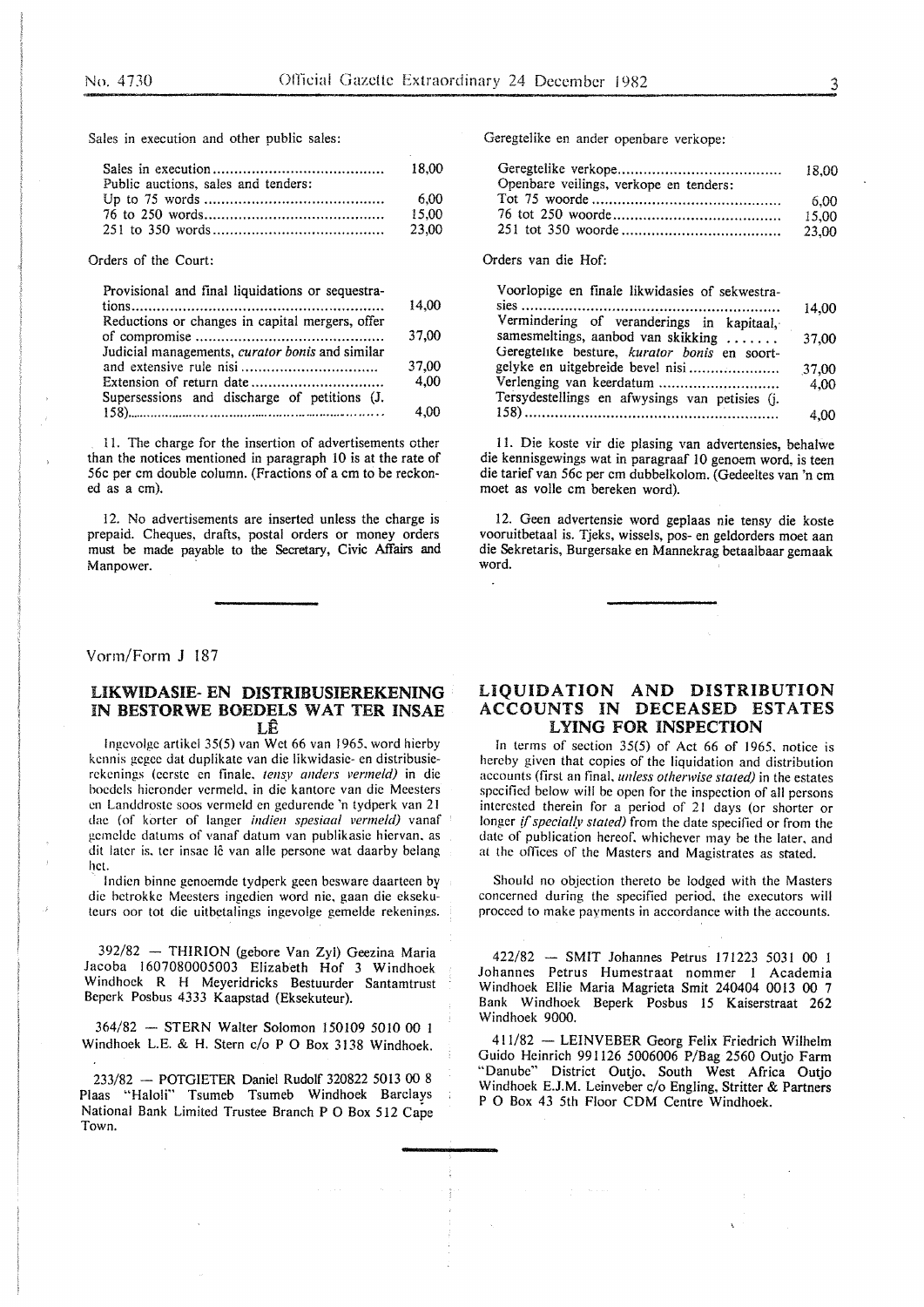Sales in execution and other public sales:

| | |
|---|---|
| Sales in execution | 18,00 |
| Public auctions, sales and tenders: | |
| Up to 75 words | 6,00 |
| 76 to 250 words | 15,00 |
| 251 to 350 words | 23,00 |

Orders of the Court:

| | |
|---|---|
| Provisional and final liquidations or sequestrations | 14,00 |
| Reductions or changes in capital mergers, offer of compromise | 37,00 |
| Judicial managements, *curator bonis* and similar and extensive rule nisi | 37,00 |
| Extension of return date | 4,00 |
| Supersessions and discharge of petitions (J. 158) | 4,00 |

11. The charge for the insertion of advertisements other than the notices mentioned in paragraph 10 is at the rate of 56c per cm double column. (Fractions of a cm to be reckoned as a cm).

12. No advertisements are inserted unless the charge is prepaid. Cheques, drafts, postal orders or money orders must be made payable to the Secretary, Civic Affairs and Manpower.

Geregtelike en ander openbare verkope:

| | |
|---|---|
| Geregtelike verkope | 18,00 |
| Openbare veilings, verkope en tenders: | |
| Tot 75 woorde | 6,00 |
| 76 tot 250 woorde | 15,00 |
| 251 tot 350 woorde | 23,00 |

Orders van die Hof:

| | |
|---|---|
| Voorlopige en finale likwidasies of sekwestrasies | 14,00 |
| Vermindering of veranderings in kapitaal, samesmeltings, aanbod van skikking | 37,00 |
| Geregtelike besture, *kurator bonis* en soortgelyke en uitgebreide bevel nisi | 37,00 |
| Verlenging van keerdatum | 4,00 |
| Tersydestellings en afwysings van petisies (j. 158) | 4,00 |

11. Die koste vir die plasing van advertensies, behalwe die kennisgewings wat in paragraaf 10 genoem word, is teen die tarief van 56c per cm dubbelkolom. (Gedeeltes van 'n cm moet as volle cm bereken word).

12. Geen advertensie word geplaas nie tensy die koste vooruitbetaal is. Tjeks, wissels, pos- en geldorders moet aan die Sekretaris, Burgersake en Mannekrag betaalbaar gemaak word.

Vorm/Form J 187

## LIKWIDASIE- EN DISTRIBUSIEREKENING IN BESTORWE BOEDELS WAT TER INSAE LÊ

Ingevolge artikel 35(5) van Wet 66 van 1965, word hierby kennis gegee dat duplikate van die likwidasie- en distribusierekenings (eerste en finale, *tensy anders vermeld*) in die boedels hieronder vermeld, in die kantore van die Meesters en Landdroste soos vermeld en gedurende 'n tydperk van 21 dae (of korter of langer *indien spesiaal vermeld*) vanaf gemelde datums of vanaf datum van publikasie hiervan, as dit later is, ter insae lê van alle persone wat daarby belang het.

Indien binne genoemde tydperk geen besware daarteen by die betrokke Meesters ingedien word nie, gaan die eksekuteurs oor tot die uitbetalings ingevolge gemelde rekenings.

392/82 — THIRION (gebore Van Zyl) Geezina Maria Jacoba 1607080005003 Elizabeth Hof 3 Windhoek Windhoek R H Meyeridricks Bestuurder Santamtrust Beperk Posbus 4333 Kaapstad (Eksekuteur).

364/82 — STERN Walter Solomon 150109 5010 00 1 Windhoek L.E. & H. Stern c/o P O Box 3138 Windhoek.

233/82 — POTGIETER Daniel Rudolf 320822 5013 00 8 Plaas "Haloli" Tsumeb Tsumeb Windhoek Barclays National Bank Limited Trustee Branch P O Box 512 Cape Town.

## LIQUIDATION AND DISTRIBUTION ACCOUNTS IN DECEASED ESTATES LYING FOR INSPECTION

In terms of section 35(5) of Act 66 of 1965, notice is hereby given that copies of the liquidation and distribution accounts (first an final, *unless otherwise stated*) in the estates specified below will be open for the inspection of all persons interested therein for a period of 21 days (or shorter or longer *if specially stated*) from the date specified or from the date of publication hereof, whichever may be the later, and at the offices of the Masters and Magistrates as stated.

Should no objection thereto be lodged with the Masters concerned during the specified period, the executors will proceed to make payments in accordance with the accounts.

422/82 — SMIT Johannes Petrus 171223 5031 00 1 Johannes Petrus Humestraat nommer 1 Academia Windhoek Ellie Maria Magrieta Smit 240404 0013 00 7 Bank Windhoek Beperk Posbus 15 Kaiserstraat 262 Windhoek 9000.

411/82 — LEINVEBER Georg Felix Friedrich Wilhelm Guido Heinrich 991126 5006006 P/Bag 2560 Outjo Farm "Danube" District Outjo, South West Africa Outjo Windhoek E.J.M. Leinveber c/o Engling, Stritter & Partners P O Box 43 5th Floor CDM Centre Windhoek.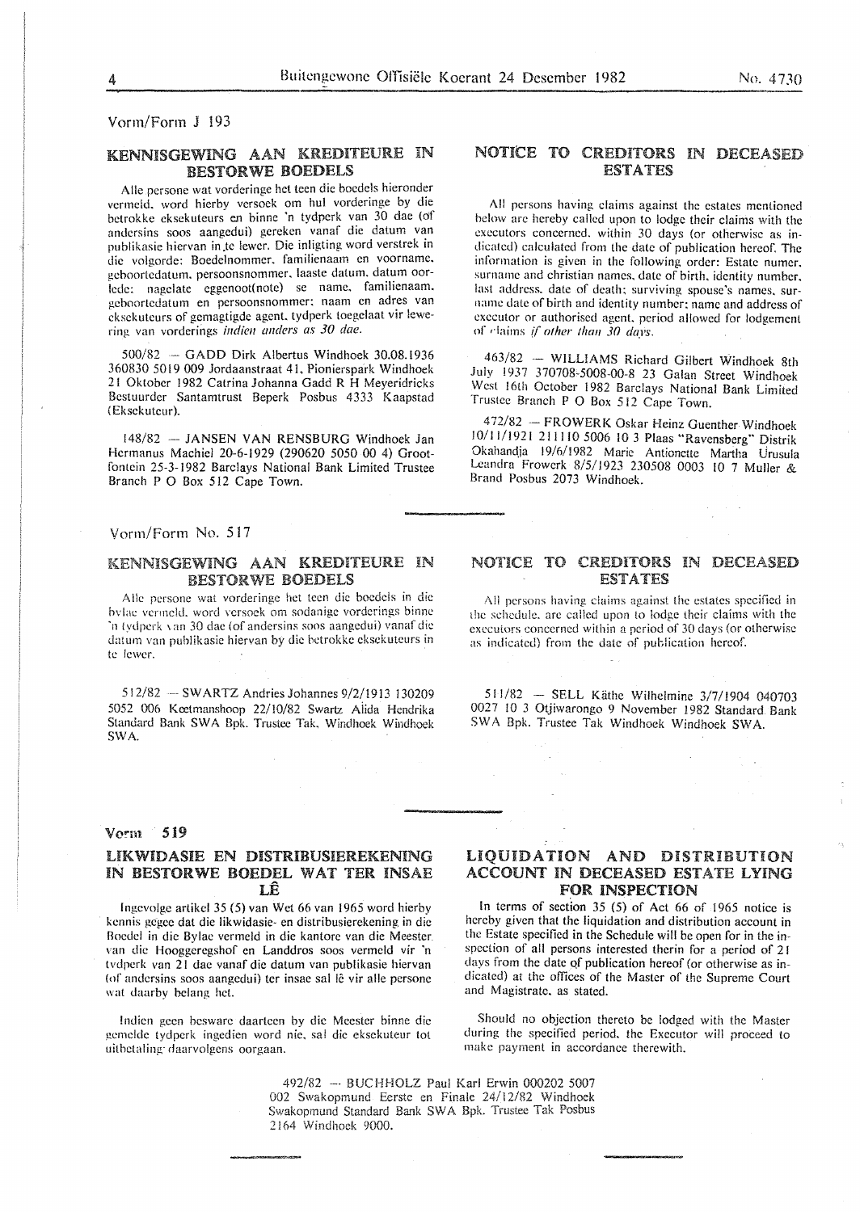Vorm/Form J 193

## KENNISGEWING AAN KREDITEURE IN BESTORWE BOEDELS

Alle persone wat vorderinge het teen die boedels hieronder vermeld, word hierby versoek om hul vorderinge by die betrokke eksekuteurs en binne 'n tydperk van 30 dae (of andersins soos aangedui) gereken vanaf die datum van publikasie hiervan in te lewer. Die inligting word verstrek in die volgorde: Boedelnommer, familienaam en voorname, geboortedatum, persoonsnommer, laaste datum, datum oorlede: nagelate eggenoot(note) se name, familienaam, geboortedatum en persoonsnommer; naam en adres van eksekuteurs of gemagtigde agent, tydperk toegelaat vir lewering van vorderings *indien anders as 30 dae.*

500/82 — GADD Dirk Albertus Windhoek 30.08.1936 360830 5019 009 Jordaanstraat 41, Pionierspark Windhoek 21 Oktober 1982 Catrina Johanna Gadd R H Meyeridricks Bestuurder Santamtrust Beperk Posbus 4333 Kaapstad (Eksekuteur).

148/82 — JANSEN VAN RENSBURG Windhoek Jan Hermanus Machiel 20-6-1929 (290620 5050 00 4) Grootfontein 25-3-1982 Barclays National Bank Limited Trustee Branch P O Box 512 Cape Town.

## NOTICE TO CREDITORS IN DECEASED ESTATES

All persons having claims against the estates mentioned below are hereby called upon to lodge their claims with the executors concerned, within 30 days (or otherwise as indicated) calculated from the date of publication hereof. The information is given in the following order: Estate numer, surname and christian names, date of birth, identity number, last address, date of death; surviving spouse's names, surname date of birth and identity number; name and address of executor or authorised agent, period allowed for lodgement of claims *if other than 30 days.*

463/82 — WILLIAMS Richard Gilbert Windhoek 8th July 1937 370708-5008-00-8 23 Galan Street Windhoek West 16th October 1982 Barclays National Bank Limited Trustee Branch P O Box 512 Cape Town.

472/82 — FROWERK Oskar Heinz Guenther Windhoek 10/11/1921 211110 5006 10 3 Plaas "Ravensberg" Distrik Okahandja 19/6/1982 Marie Antionette Martha Urusula Leandra Frowerk 8/5/1923 230508 0003 10 7 Muller & Brand Posbus 2073 Windhoek.

---

Vorm/Form No. 517

## KENNISGEWING AAN KREDITEURE IN BESTORWE BOEDELS

Alle persone wat vorderinge het teen die boedels in die bylae vermeld, word versoek om sodanige vorderings binne 'n tydperk van 30 dae (of andersins soos aangedui) vanaf die datum van publikasie hiervan by die betrokke eksekuteurs in te lewer.

512/82 — SWARTZ Andries Johannes 9/2/1913 130209 5052 006 Keetmanshoop 22/10/82 Swartz Alida Hendrika Standard Bank SWA Bpk. Trustee Tak, Windhoek Windhoek SWA.

## NOTICE TO CREDITORS IN DECEASED ESTATES

All persons having claims against the estates specified in the schedule, are called upon to lodge their claims with the executors concerned within a period of 30 days (or otherwise as indicated) from the date of publication hereof.

511/82 — SELL Käthe Wilhelmine 3/7/1904 040703 0027 10 3 Otjiwarongo 9 November 1982 Standard Bank SWA Bpk. Trustee Tak Windhoek Windhoek SWA.

---

Vorm 519

## LIKWIDASIE EN DISTRIBUSIEREKENING IN BESTORWE BOEDEL WAT TER INSAE LÊ

Ingevolge artikel 35 (5) van Wet 66 van 1965 word hierby kennis gegee dat die likwidasie- en distribusierekening in die Boedel in die Bylae vermeld in die kantore van die Meester van die Hooggeregshof en Landdros soos vermeld vir 'n tydperk van 21 dae vanaf die datum van publikasie hiervan (of andersins soos aangedui) ter insae sal lê vir alle persone wat daarby belang het.

Indien geen besware daarteen by die Meester binne die gemelde tydperk ingedien word nie, sal die eksekuteur tot uitbetaling daarvolgens oorgaan.

## LIQUIDATION AND DISTRIBUTION ACCOUNT IN DECEASED ESTATE LYING FOR INSPECTION

In terms of section 35 (5) of Act 66 of 1965 notice is hereby given that the liquidation and distribution account in the Estate specified in the Schedule will be open for in the inspection of all persons interested therin for a period of 21 days from the date of publication hereof (or otherwise as indicated) at the offices of the Master of the Supreme Court and Magistrate, as stated.

Should no objection thereto be lodged with the Master during the specified period, the Executor will proceed to make payment in accordance therewith.

492/82 — BUCHHOLZ Paul Karl Erwin 000202 5007 002 Swakopmund Eerste en Finale 24/12/82 Windhoek Swakopmund Standard Bank SWA Bpk. Trustee Tak Posbus 2164 Windhoek 9000.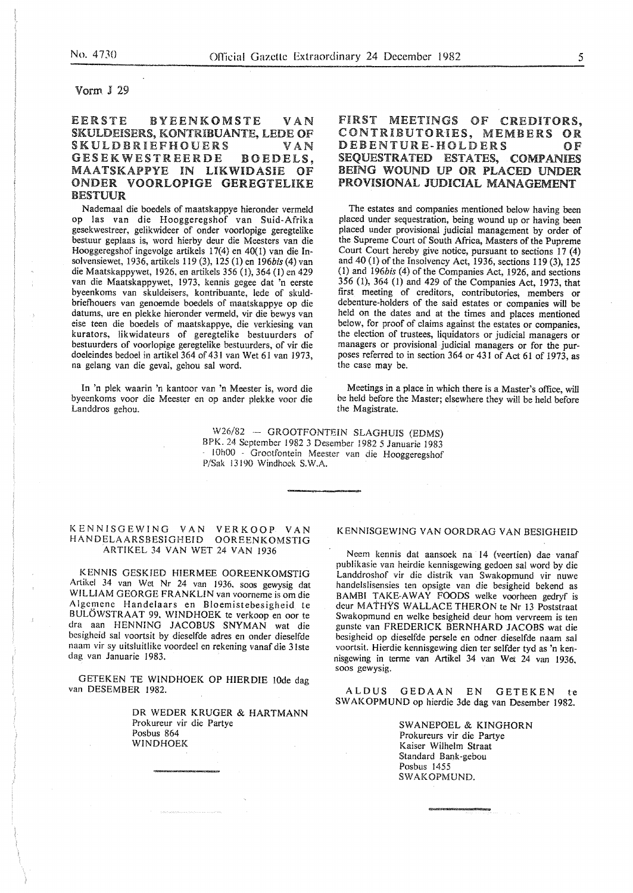Vorm J 29

## EERSTE BYEENKOMSTE VAN SKULDEISERS, KONTRIBUANTE, LEDE OF SKULDBRIEFHOUERS VAN GESEKWESTREERDE BOEDELS, MAATSKAPPYE IN LIKWIDASIE OF ONDER VOORLOPIGE GEREGTELIKE BESTUUR

Nademaal die boedels of maatskappye hieronder vermeld op las van die Hooggeregshof van Suid-Afrika gesekwestreer, gelikwideer of onder voorlopige geregtelike bestuur geplaas is, word hierby deur die Meesters van die Hooggeregshof ingevolge artikels 17(4) en 40(1) van die Insolvensiewet, 1936, artikels 119 (3), 125 (1) en 196*bis* (4) van die Maatskappywet, 1926, en artikels 356 (1), 364 (1) en 429 van die Maatskappywet, 1973, kennis gegee dat 'n eerste byeenkoms van skuldeisers, kontribuante, lede of skuldbriefhouers van genoemde boedels of maatskappye op die datums, ure en plekke hieronder vermeld, vir die bewys van eise teen die boedels of maatskappye, die verkiesing van kurators, likwidateurs of geregtelike bestuurders of bestuurders of voorlopige geregtelike bestuurders, of vir die doeleindes bedoel in artikel 364 of 431 van Wet 61 van 1973, na gelang van die geval, gehou sal word.

In 'n plek waarin 'n kantoor van 'n Meester is, word die byeenkoms voor die Meester en op ander plekke voor die Landdros gehou.

## FIRST MEETINGS OF CREDITORS, CONTRIBUTORIES, MEMBERS OR DEBENTURE-HOLDERS OF SEQUESTRATED ESTATES, COMPANIES BEING WOUND UP OR PLACED UNDER PROVISIONAL JUDICIAL MANAGEMENT

The estates and companies mentioned below having been placed under sequestration, being wound up or having been placed under provisional judicial management by order of the Supreme Court of South Africa, Masters of the Pupreme Court Court hereby give notice, pursuant to sections 17 (4) and 40 (1) of the Insolvency Act, 1936, sections 119 (3), 125 (1) and 196*bis* (4) of the Companies Act, 1926, and sections 356 (1), 364 (1) and 429 of the Companies Act, 1973, that first meeting of creditors, contributories, members or debenture-holders of the said estates or companies will be held on the dates and at the times and places mentioned below, for proof of claims against the estates or companies, the election of trustees, liquidators or judicial managers or managers or provisional judicial managers or for the purposes referred to in section 364 or 431 of Act 61 of 1973, as the case may be.

Meetings in a place in which there is a Master's office, will be held before the Master; elsewhere they will be held before the Magistrate.

W26/82 — GROOTFONTEIN SLAGHUIS (EDMS) BPK. 24 September 1982 3 Desember 1982 5 Januarie 1983 - 10h00 - Grootfontein Meester van die Hooggeregshof P/Sak 13190 Windhoek S.W.A.

---

## KENNISGEWING VAN VERKOOP VAN HANDELAARSBESIGHEID OOREENKOMSTIG ARTIKEL 34 VAN WET 24 VAN 1936

KENNIS GESKIED HIERMEE OOREENKOMSTIG Artikel 34 van Wet Nr 24 van 1936, soos gewysig dat WILLIAM GEORGE FRANKLIN van voorneme is om die Algemene Handelaars en Bloemistebesigheid te BULÖWSTRAAT 99, WINDHOEK te verkoop en oor te dra aan HENNING JACOBUS SNYMAN wat die besigheid sal voortsit by dieselfde adres en onder dieselfde naam vir sy uitsluitlike voordeel en rekening vanaf die 31ste dag van Januarie 1983.

GETEKEN TE WINDHOEK OP HIERDIE 10de dag van DESEMBER 1982.

DR WEDER KRUGER & HARTMANN
Prokureur vir die Partye
Posbus 864
WINDHOEK

---

## KENNISGEWING VAN OORDRAG VAN BESIGHEID

Neem kennis dat aansoek na 14 (veertien) dae vanaf publikasie van heirdie kennisgewing gedoen sal word by die Landdroshof vir die distrik van Swakopmund vir nuwe handelslisensies ten opsigte van die besigheid bekend as BAMBI TAKE-AWAY FOODS welke voorheen gedryf is deur MATHYS WALLACE THERON te Nr 13 Poststraat Swakopmund en welke besigheid deur hom vervreem is ten gunste van FREDERICK BERNHARD JACOBS wat die besigheid op dieselfde persele en onder dieselfde naam sal voortsit. Hierdie kennisgewing dien ter selfder tyd as 'n kennisgewing in terme van Artikel 34 van Wet 24 van 1936, soos gewysig.

ALDUS GEDAAN EN GETEKEN te SWAKOPMUND op hierdie 3de dag van Desember 1982.

SWANEPOEL & KINGHORN
Prokureurs vir die Partye
Kaiser Wilhelm Straat
Standard Bank-gebou
Posbus 1455
SWAKOPMUND.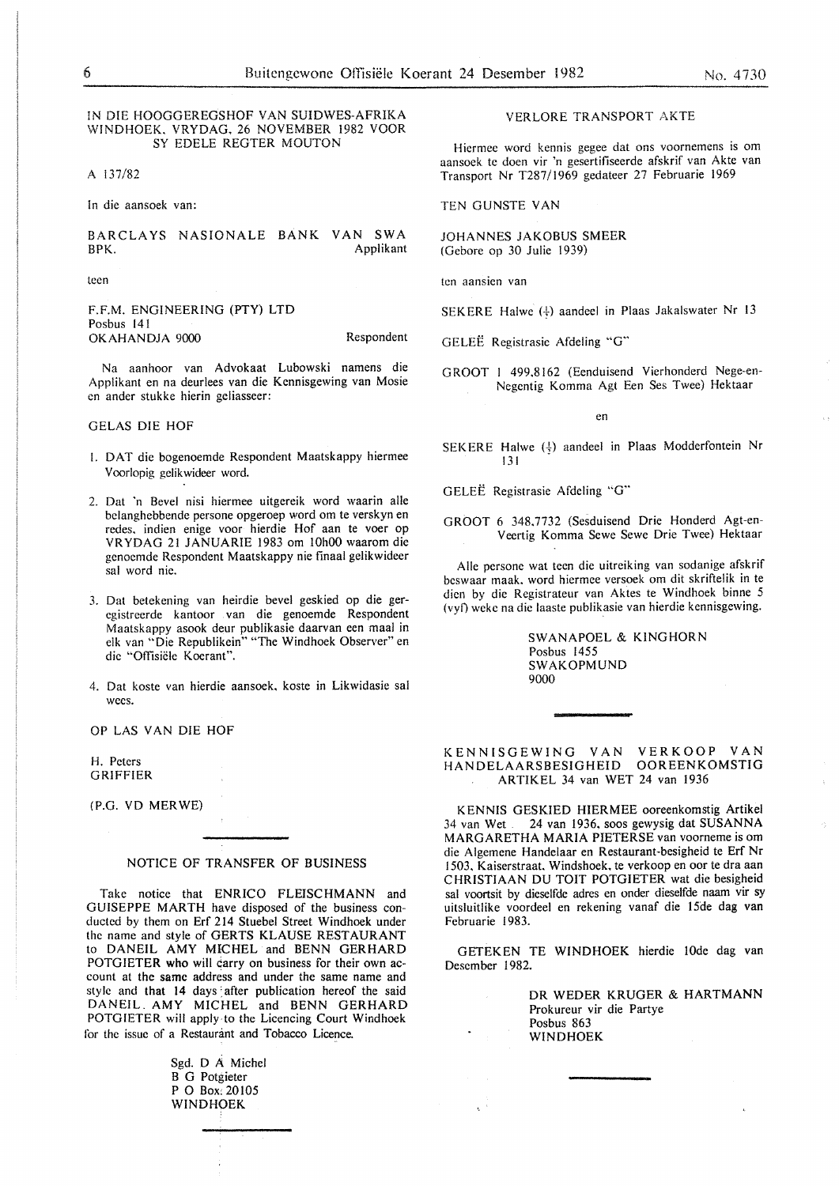IN DIE HOOGGEREGSHOF VAN SUIDWES-AFRIKA WINDHOEK, VRYDAG, 26 NOVEMBER 1982 VOOR SY EDELE REGTER MOUTON

A 137/82

In die aansoek van:

BARCLAYS NASIONALE BANK VAN SWA BPK. Applikant

teen

F.F.M. ENGINEERING (PTY) LTD
Posbus 141
OKAHANDJA 9000 Respondent

Na aanhoor van Advokaat Lubowski namens die Applikant en na deurlees van die Kennisgewing van Mosie en ander stukke hierin geliasseer:

GELAS DIE HOF

1. DAT die bogenoemde Respondent Maatskappy hiermee Voorlopig gelikwideer word.
2. Dat 'n Bevel nisi hiermee uitgereik word waarin alle belanghebbende persone opgeroep word om te verskyn en redes, indien enige voor hierdie Hof aan te voer op VRYDAG 21 JANUARIE 1983 om 10h00 waarom die genoemde Respondent Maatskappy nie finaal gelikwideer sal word nie.
3. Dat betekening van heirdie bevel geskied op die geregistreerde kantoor van die genoemde Respondent Maatskappy asook deur publikasie daarvan een maal in elk van "Die Republikein" "The Windhoek Observer" en die "Offisiële Koerant".
4. Dat koste van hierdie aansoek, koste in Likwidasie sal wees.

OP LAS VAN DIE HOF

H. Peters
GRIFFIER

(P.G. VD MERWE)

---

## NOTICE OF TRANSFER OF BUSINESS

Take notice that ENRICO FLEISCHMANN and GUISEPPE MARTH have disposed of the business conducted by them on Erf 214 Stuebel Street Windhoek under the name and style of GERTS KLAUSE RESTAURANT to DANEIL AMY MICHEL and BENN GERHARD POTGIETER who will carry on business for their own account at the same address and under the same name and style and that 14 days after publication hereof the said DANEIL AMY MICHEL and BENN GERHARD POTGIETER will apply to the Licencing Court Windhoek for the issue of a Restaurant and Tobacco Licence.

Sgd. D A Michel
B G Potgieter
P O Box 20105
WINDHOEK

---

## VERLORE TRANSPORT AKTE

Hiermee word kennis gegee dat ons voornemens is om aansoek te doen vir 'n gesertifiseerde afskrif van Akte van Transport Nr T287/1969 gedateer 27 Februarie 1969

TEN GUNSTE VAN

JOHANNES JAKOBUS SMEER
(Gebore op 30 Julie 1939)

ten aansien van

SEKERE Halwe (½) aandeel in Plaas Jakalswater Nr 13

GELEË Registrasie Afdeling "G"

GROOT 1 499,8162 (Eenduisend Vierhonderd Nege-en-Negentig Komma Agt Een Ses Twee) Hektaar

en

SEKERE Halwe (½) aandeel in Plaas Modderfontein Nr 131

GELEË Registrasie Afdeling "G"

GROOT 6 348,7732 (Sesduisend Drie Honderd Agt-en-Veertig Komma Sewe Sewe Drie Twee) Hektaar

Alle persone wat teen die uitreiking van sodanige afskrif beswaar maak, word hiermee versoek om dit skriftelik in te dien by die Registrateur van Aktes te Windhoek binne 5 (vyf) weke na die laaste publikasie van hierdie kennisgewing.

SWANAPOEL & KINGHORN
Posbus 1455
SWAKOPMUND
9000

---

## KENNISGEWING VAN VERKOOP VAN HANDELAARSBESIGHEID OOREENKOMSTIG ARTIKEL 34 van WET 24 van 1936

KENNIS GESKIED HIERMEE ooreenkomstig Artikel 34 van Wet 24 van 1936, soos gewysig dat SUSANNA MARGARETHA MARIA PIETERSE van voorneme is om die Algemene Handelaar en Restaurant-besigheid te Erf Nr 1503, Kaiserstraat, Windshoek, te verkoop en oor te dra aan CHRISTIAAN DU TOIT POTGIETER wat die besigheid sal voortsit by dieselfde adres en onder dieselfde naam vir sy uitsluitlike voordeel en rekening vanaf die 15de dag van Februarie 1983.

GETEKEN TE WINDHOEK hierdie 10de dag van Desember 1982.

DR WEDER KRUGER & HARTMANN
Prokureur vir die Partye
Posbus 863
WINDHOEK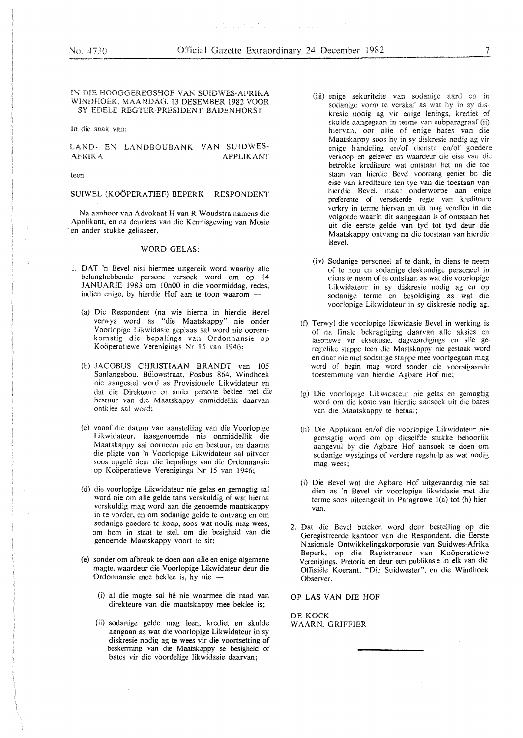IN DIE HOOGGEREGSHOF VAN SUIDWES-AFRIKA WINDHOEK, MAANDAG, 13 DESEMBER 1982 VOOR SY EDELE REGTER-PRESIDENT BADENHORST

In die saak van:

LAND- EN LANDBOUBANK VAN SUIDWES-AFRIKA APPLIKANT

teen

SUIWEL (KOÖPERATIEF) BEPERK RESPONDENT

Na aanhoor van Advokaat H van R Woudstra namens die Applikant, en na deurlees van die Kennisgewing van Mosie en ander stukke geliaseer.

WORD GELAS:

1. DAT 'n Bevel nisi hiermee uitgereik word waarby alle belanghebbende persone versoek word om op 14 JANUARIE 1983 om 10h00 in die voormiddag, redes, indien enige, by hierdie Hof aan te toon waarom —

   (a) Die Respondent (na wie hierna in hierdie Bevel verwys word as "die Maatskappy" nie onder Voorlopige Likwidasie geplaas sal word nie ooreenkomstig die bepalings van Ordonnansie op Koöperatiewe Verenigings Nr 15 van 1946;

   (b) JACOBUS CHRISTIAAN BRANDT van 105 Sanlangebou, Bülowstraat, Posbus 864, Windhoek nie aangestel word as Provisionele Likwidateur en dat die Direkteure en ander persone beklee met die bestuur van die Maatskappy onmiddellik daarvan ontklee sal word;

   (c) vanaf die datum van aanstelling van die Voorlopige Likwidateur, laasgenoemde nie onmiddellik die Maatskappy sal oorneem nie en bestuur, en daarna die pligte van 'n Voorlopige Likwidateur sal uitvoer soos opgelê deur die bepalings van die Ordonnansie op Koöperatiewe Verenigings Nr 15 van 1946;

   (d) die voorlopige Likwidateur nie gelas en gemagtig sal word nie om alle gelde tans verskuldig of wat hierna verskuldig mag word aan die genoemde maatskappy in te vorder, en om sodanige gelde te ontvang en om sodanige goedere te koop, soos wat nodig mag wees, om hom in staat te stel, om die besigheid van die genoemde Maatskappy voort te sit;

   (e) sonder om afbreuk te doen aan alle en enige algemene magte, waardeur die Voorlopige Likwidateur deur die Ordonnansie mee beklee is, hy nie —

      (i) al die magte sal hê nie waarmee die raad van direkteure van die maatskappy mee beklee is;

      (ii) sodanige gelde mag leen, krediet en skulde aangaan as wat die voorlopige Likwidateur in sy diskresie nodig ag te wees vir die voortsetting of beskerming van die Maatskappy se besigheid of bates vir die voordelige likwidasie daarvan;

      (iii) enige sekuriteite van sodanige aard en in sodanige vorm te verskaf as wat hy in sy diskresie nodig ag vir enige lenings, krediet of skulde aangegaan in terme van subparagraaf (ii) hiervan, oor alle of enige bates van die Maatskappy soos hy in sy diskresie nodig ag vir enige handeling en/of dienste en/of goedere verkoop en gelewer en waardeur die eise van die betrokke krediteure wat ontstaan het na die toestaan van hierdie Bevel voorrang geniet bo die eise van krediteure ten tye van die toestaan van hierdie Bevel, maar onderworpe aan enige preferente of versekerde regte van krediteure verkry in terme hiervan en dit mag vereffen in die volgorde waarin dit aangegaan is of ontstaan het uit die eerste gelde van tyd tot tyd deur die Maatskappy ontvang na die toestaan van hierdie Bevel.

      (iv) Sodanige personeel af te dank, in diens te neem of te hou en sodanige deskundige personeel in diens te neem of te ontslaan as wat die voorlopige Likwidateur in sy diskresie nodig ag en op sodanige terme en besoldiging as wat die voorlopige Likwidateur in sy diskresie nodig ag.

   (f) Terwyl die voorlopige likwidasie Bevel in werking is of na finale bekragtiging daarvan alle aksies en lasbriewe vir eksekusie, dagvaardigings en alle geregtelike stappe teen die Maatskappy nie gestaak word en daar nie met sodanige stappe mee voortgegaan mag word of begin mag word sonder die voorafgaande toestemming van hierdie Agbare Hof nie;

   (g) Die voorlopige Likwidateur nie gelas en gemagtig word om die koste van hierdie aansoek uit die bates van die Maatskappy te betaal;

   (h) Die Applikant en/of die voorlopige Likwidateur nie gemagtig word om op dieselfde stukke behoorlik aangevul by die Agbare Hof aansoek te doen om sodanige wysigings of verdere regshulp as wat nodig mag wees;

   (i) Die Bevel wat die Agbare Hof uitgevaardig nie sal dien as 'n Bevel vir voorlopige likwidasie met die terme soos uiteengesit in Paragrawe 1(a) tot (h) hiervan.

2. Dat die Bevel beteken word deur bestelling op die Geregistreerde kantoor van die Respondent, die Eerste Nasionale Ontwikkelingskorporasie van Suidwes-Afrika Beperk, op die Registrateur van Koöperatiewe Verenigings, Pretoria en deur een publikasie in elk van die Offisiële Koerant, "Die Suidwester", en die Windhoek Observer.

OP LAS VAN DIE HOF

DE KOCK
WAARN. GRIFFIER